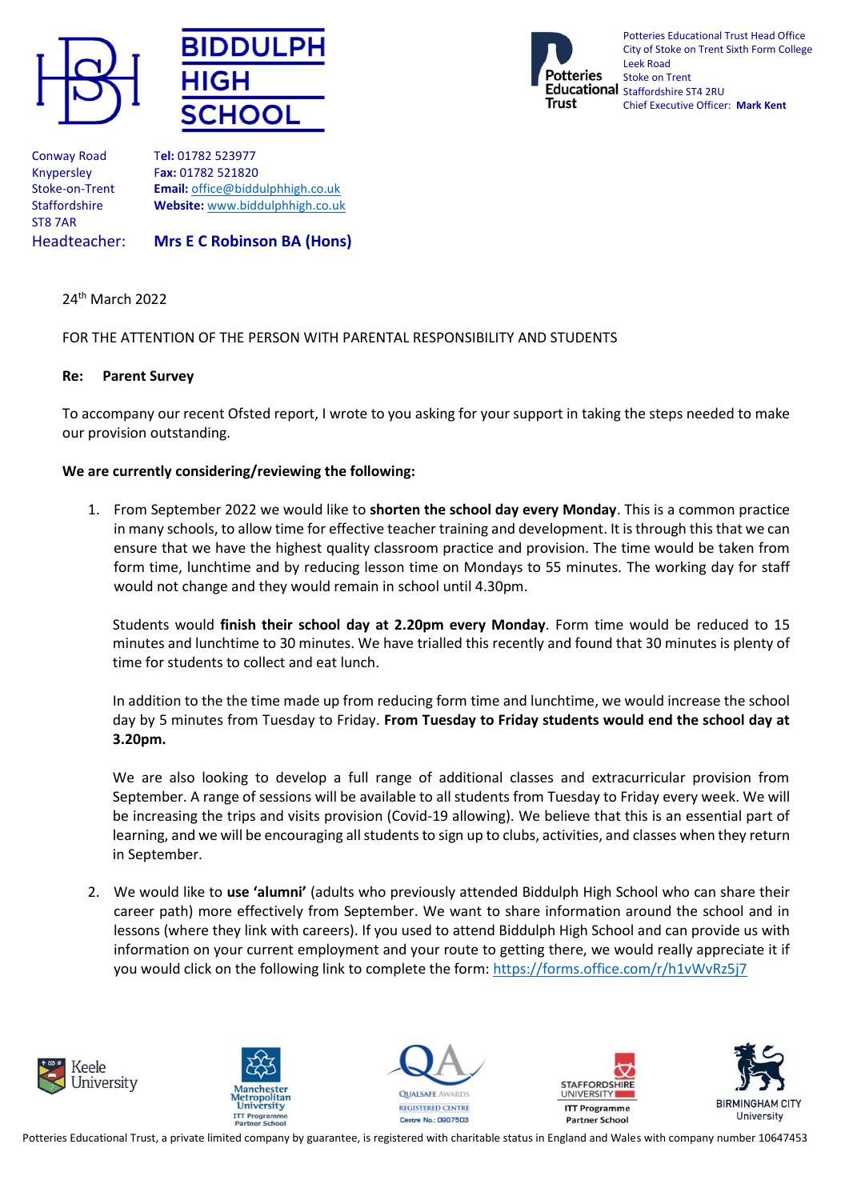# BIDDULPH HIGH SCHOOL

Potteries Educational Trust Head Office
City of Stoke on Trent Sixth Form College
Leek Road
Stoke on Trent
Staffordshire ST4 2RU
Chief Executive Officer: **Mark Kent**

Conway Road
Knypersley
Stoke-on-Trent
Staffordshire
ST8 7AR

**Tel:** 01782 523977
**Fax:** 01782 521820
**Email:** office@biddulphhigh.co.uk
**Website:** www.biddulphhigh.co.uk

Headteacher: **Mrs E C Robinson BA (Hons)**

24th March 2022

FOR THE ATTENTION OF THE PERSON WITH PARENTAL RESPONSIBILITY AND STUDENTS

**Re: Parent Survey**

To accompany our recent Ofsted report, I wrote to you asking for your support in taking the steps needed to make our provision outstanding.

**We are currently considering/reviewing the following:**

1. From September 2022 we would like to **shorten the school day every Monday**. This is a common practice in many schools, to allow time for effective teacher training and development. It is through this that we can ensure that we have the highest quality classroom practice and provision. The time would be taken from form time, lunchtime and by reducing lesson time on Mondays to 55 minutes. The working day for staff would not change and they would remain in school until 4.30pm.

   Students would **finish their school day at 2.20pm every Monday**. Form time would be reduced to 15 minutes and lunchtime to 30 minutes. We have trialled this recently and found that 30 minutes is plenty of time for students to collect and eat lunch.

   In addition to the the time made up from reducing form time and lunchtime, we would increase the school day by 5 minutes from Tuesday to Friday. **From Tuesday to Friday students would end the school day at 3.20pm.**

   We are also looking to develop a full range of additional classes and extracurricular provision from September. A range of sessions will be available to all students from Tuesday to Friday every week. We will be increasing the trips and visits provision (Covid-19 allowing). We believe that this is an essential part of learning, and we will be encouraging all students to sign up to clubs, activities, and classes when they return in September.

2. We would like to **use 'alumni'** (adults who previously attended Biddulph High School who can share their career path) more effectively from September. We want to share information around the school and in lessons (where they link with careers). If you used to attend Biddulph High School and can provide us with information on your current employment and your route to getting there, we would really appreciate it if you would click on the following link to complete the form: https://forms.office.com/r/h1vWvRz5j7

Keele University | Manchester Metropolitan University ITT Programme Partner School | Qualsafe Awards Registered Centre Centre No.: 0907503 | Staffordshire University ITT Programme Partner School | Birmingham City University

Potteries Educational Trust, a private limited company by guarantee, is registered with charitable status in England and Wales with company number 10647453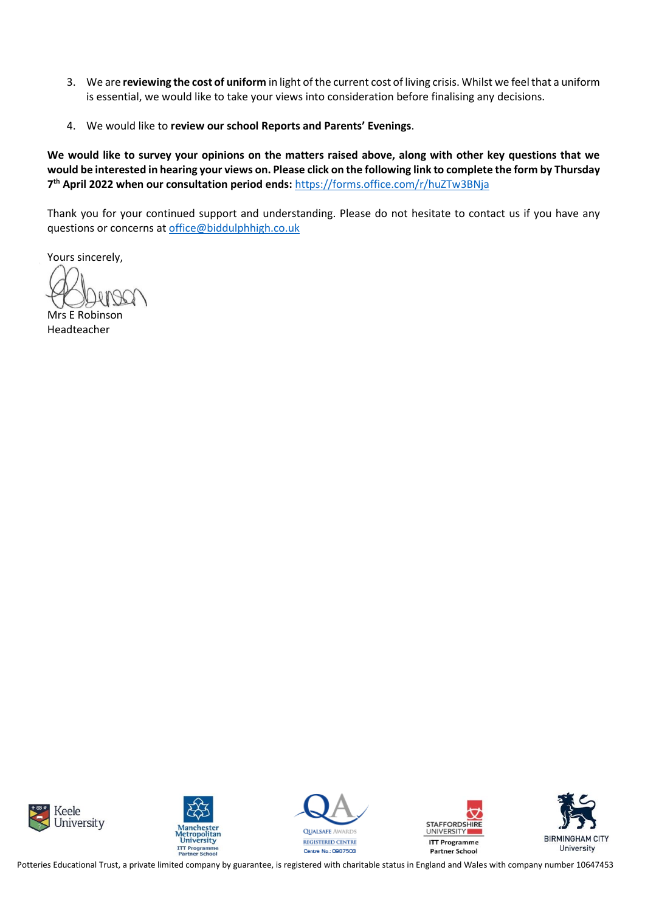3. We are **reviewing the cost of uniform** in light of the current cost of living crisis. Whilst we feel that a uniform is essential, we would like to take your views into consideration before finalising any decisions.

4. We would like to **review our school Reports and Parents' Evenings**.

**We would like to survey your opinions on the matters raised above, along with other key questions that we would be interested in hearing your views on. Please click on the following link to complete the form by Thursday 7th April 2022 when our consultation period ends:** https://forms.office.com/r/huZTw3BNja

Thank you for your continued support and understanding. Please do not hesitate to contact us if you have any questions or concerns at office@biddulphhigh.co.uk

Yours sincerely,

Mrs E Robinson
Headteacher

Keele University

Manchester Metropolitan University ITT Programme Partner School

QA Qualsafe Awards Registered Centre Centre No.: 0907503

Staffordshire University ITT Programme Partner School

Birmingham City University

Potteries Educational Trust, a private limited company by guarantee, is registered with charitable status in England and Wales with company number 10647453